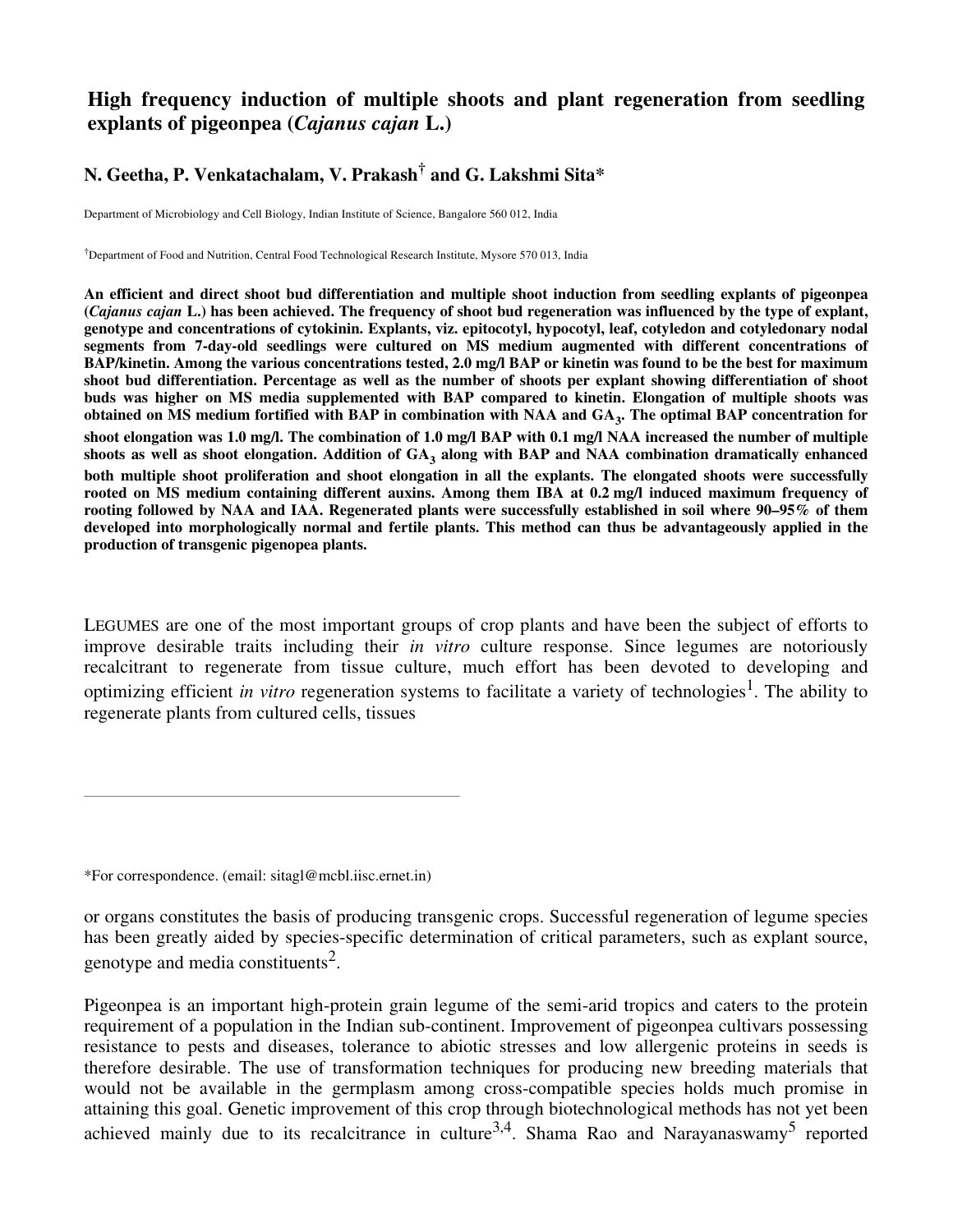# High frequency induction of multiple shoots and plant regeneration from seedling explants of pigeonpea (*Cajanus cajan* L.)

**N. Geetha, P. Venkatachalam, V. Prakash† and G. Lakshmi Sita***

Department of Microbiology and Cell Biology, Indian Institute of Science, Bangalore 560 012, India

†Department of Food and Nutrition, Central Food Technological Research Institute, Mysore 570 013, India

**An efficient and direct shoot bud differentiation and multiple shoot induction from seedling explants of pigeonpea (*Cajanus cajan* L.) has been achieved. The frequency of shoot bud regeneration was influenced by the type of explant, genotype and concentrations of cytokinin. Explants, viz. epitocotyl, hypocotyl, leaf, cotyledon and cotyledonary nodal segments from 7-day-old seedlings were cultured on MS medium augmented with different concentrations of BAP/kinetin. Among the various concentrations tested, 2.0 mg/l BAP or kinetin was found to be the best for maximum shoot bud differentiation. Percentage as well as the number of shoots per explant showing differentiation of shoot buds was higher on MS media supplemented with BAP compared to kinetin. Elongation of multiple shoots was obtained on MS medium fortified with BAP in combination with NAA and $GA_3$. The optimal BAP concentration for shoot elongation was 1.0 mg/l. The combination of 1.0 mg/l BAP with 0.1 mg/l NAA increased the number of multiple shoots as well as shoot elongation. Addition of $GA_3$ along with BAP and NAA combination dramatically enhanced both multiple shoot proliferation and shoot elongation in all the explants. The elongated shoots were successfully rooted on MS medium containing different auxins. Among them IBA at 0.2 mg/l induced maximum frequency of rooting followed by NAA and IAA. Regenerated plants were successfully established in soil where 90–95% of them developed into morphologically normal and fertile plants. This method can thus be advantageously applied in the production of transgenic pigenopea plants.**

LEGUMES are one of the most important groups of crop plants and have been the subject of efforts to improve desirable traits including their *in vitro* culture response. Since legumes are notoriously recalcitrant to regenerate from tissue culture, much effort has been devoted to developing and optimizing efficient *in vitro* regeneration systems to facilitate a variety of technologies[1]. The ability to regenerate plants from cultured cells, tissues or organs constitutes the basis of producing transgenic crops. Successful regeneration of legume species has been greatly aided by species-specific determination of critical parameters, such as explant source, genotype and media constituents[2].

*For correspondence. (email: sitagl@mcbl.iisc.ernet.in)

Pigeonpea is an important high-protein grain legume of the semi-arid tropics and caters to the protein requirement of a population in the Indian sub-continent. Improvement of pigeonpea cultivars possessing resistance to pests and diseases, tolerance to abiotic stresses and low allergenic proteins in seeds is therefore desirable. The use of transformation techniques for producing new breeding materials that would not be available in the germplasm among cross-compatible species holds much promise in attaining this goal. Genetic improvement of this crop through biotechnological methods has not yet been achieved mainly due to its recalcitrance in culture[3,4]. Shama Rao and Narayanaswamy[5] reported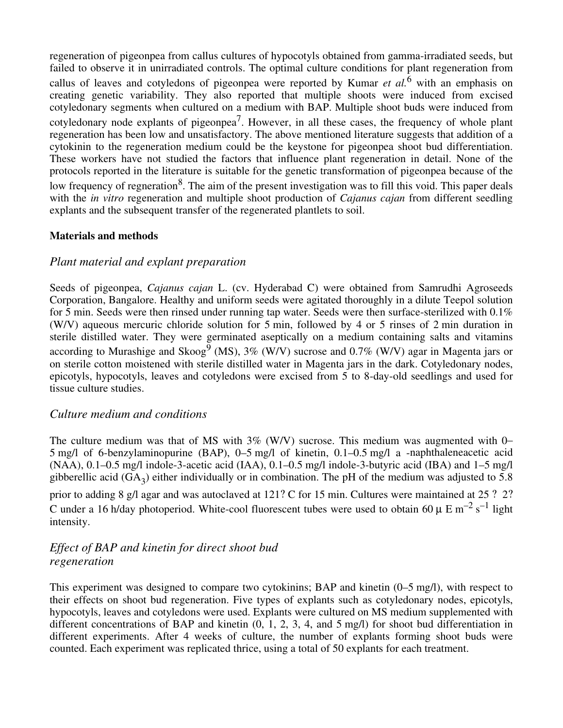regeneration of pigeonpea from callus cultures of hypocotyls obtained from gamma-irradiated seeds, but failed to observe it in unirradiated controls. The optimal culture conditions for plant regeneration from callus of leaves and cotyledons of pigeonpea were reported by Kumar *et al.*[6] with an emphasis on creating genetic variability. They also reported that multiple shoots were induced from excised cotyledonary segments when cultured on a medium with BAP. Multiple shoot buds were induced from cotyledonary node explants of pigeonpea[7]. However, in all these cases, the frequency of whole plant regeneration has been low and unsatisfactory. The above mentioned literature suggests that addition of a cytokinin to the regeneration medium could be the keystone for pigeonpea shoot bud differentiation. These workers have not studied the factors that influence plant regeneration in detail. None of the protocols reported in the literature is suitable for the genetic transformation of pigeonpea because of the low frequency of regneration[8]. The aim of the present investigation was to fill this void. This paper deals with the *in vitro* regeneration and multiple shoot production of *Cajanus cajan* from different seedling explants and the subsequent transfer of the regenerated plantlets to soil.

**Materials and methods**

*Plant material and explant preparation*

Seeds of pigeonpea, *Cajanus cajan* L. (cv. Hyderabad C) were obtained from Samrudhi Agroseeds Corporation, Bangalore. Healthy and uniform seeds were agitated thoroughly in a dilute Teepol solution for 5 min. Seeds were then rinsed under running tap water. Seeds were then surface-sterilized with 0.1% (W/V) aqueous mercuric chloride solution for 5 min, followed by 4 or 5 rinses of 2 min duration in sterile distilled water. They were germinated aseptically on a medium containing salts and vitamins according to Murashige and Skoog[9] (MS), 3% (W/V) sucrose and 0.7% (W/V) agar in Magenta jars or on sterile cotton moistened with sterile distilled water in Magenta jars in the dark. Cotyledonary nodes, epicotyls, hypocotyls, leaves and cotyledons were excised from 5 to 8-day-old seedlings and used for tissue culture studies.

*Culture medium and conditions*

The culture medium was that of MS with 3% (W/V) sucrose. This medium was augmented with 0–5 mg/l of 6-benzylaminopurine (BAP), 0–5 mg/l of kinetin, 0.1–0.5 mg/l a -naphthaleneacetic acid (NAA), 0.1–0.5 mg/l indole-3-acetic acid (IAA), 0.1–0.5 mg/l indole-3-butyric acid (IBA) and 1–5 mg/l gibberellic acid ($GA_3$) either individually or in combination. The pH of the medium was adjusted to 5.8 prior to adding 8 g/l agar and was autoclaved at 121? C for 15 min. Cultures were maintained at 25 ? 2? C under a 16 h/day photoperiod. White-cool fluorescent tubes were used to obtain 60 $\mu$ E $m^{-2}$ $s^{-1}$ light intensity.

*Effect of BAP and kinetin for direct shoot bud regeneration*

This experiment was designed to compare two cytokinins; BAP and kinetin (0–5 mg/l), with respect to their effects on shoot bud regeneration. Five types of explants such as cotyledonary nodes, epicotyls, hypocotyls, leaves and cotyledons were used. Explants were cultured on MS medium supplemented with different concentrations of BAP and kinetin (0, 1, 2, 3, 4, and 5 mg/l) for shoot bud differentiation in different experiments. After 4 weeks of culture, the number of explants forming shoot buds were counted. Each experiment was replicated thrice, using a total of 50 explants for each treatment.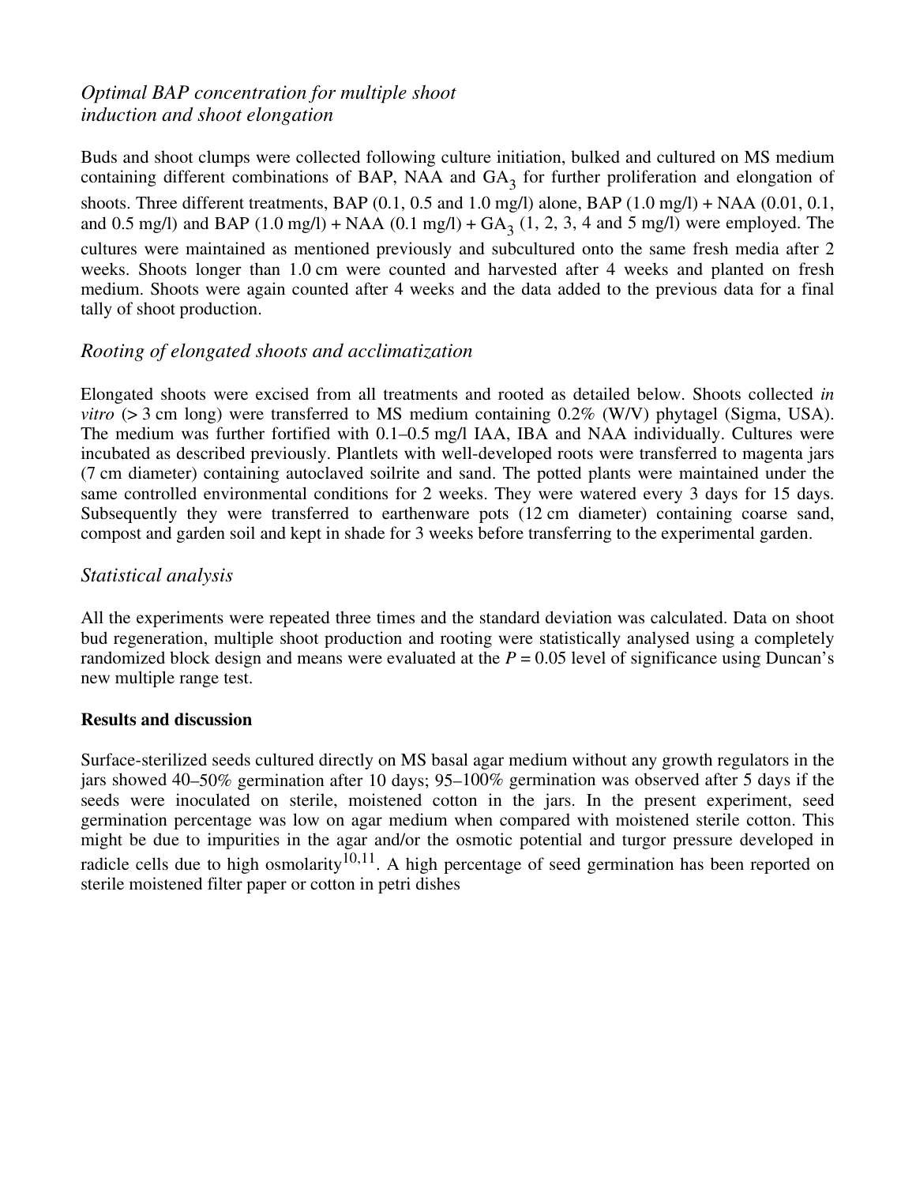### *Optimal BAP concentration for multiple shoot induction and shoot elongation*

Buds and shoot clumps were collected following culture initiation, bulked and cultured on MS medium containing different combinations of BAP, NAA and $GA_3$ for further proliferation and elongation of shoots. Three different treatments, BAP (0.1, 0.5 and 1.0 mg/l) alone, BAP (1.0 mg/l) + NAA (0.01, 0.1, and 0.5 mg/l) and BAP (1.0 mg/l) + NAA (0.1 mg/l) + $GA_3$ (1, 2, 3, 4 and 5 mg/l) were employed. The cultures were maintained as mentioned previously and subcultured onto the same fresh media after 2 weeks. Shoots longer than 1.0 cm were counted and harvested after 4 weeks and planted on fresh medium. Shoots were again counted after 4 weeks and the data added to the previous data for a final tally of shoot production.

### *Rooting of elongated shoots and acclimatization*

Elongated shoots were excised from all treatments and rooted as detailed below. Shoots collected *in vitro* (> 3 cm long) were transferred to MS medium containing 0.2% (W/V) phytagel (Sigma, USA). The medium was further fortified with 0.1–0.5 mg/l IAA, IBA and NAA individually. Cultures were incubated as described previously. Plantlets with well-developed roots were transferred to magenta jars (7 cm diameter) containing autoclaved soilrite and sand. The potted plants were maintained under the same controlled environmental conditions for 2 weeks. They were watered every 3 days for 15 days. Subsequently they were transferred to earthenware pots (12 cm diameter) containing coarse sand, compost and garden soil and kept in shade for 3 weeks before transferring to the experimental garden.

### *Statistical analysis*

All the experiments were repeated three times and the standard deviation was calculated. Data on shoot bud regeneration, multiple shoot production and rooting were statistically analysed using a completely randomized block design and means were evaluated at the $P = 0.05$ level of significance using Duncan's new multiple range test.

## **Results and discussion**

Surface-sterilized seeds cultured directly on MS basal agar medium without any growth regulators in the jars showed 40–50% germination after 10 days; 95–100% germination was observed after 5 days if the seeds were inoculated on sterile, moistened cotton in the jars. In the present experiment, seed germination percentage was low on agar medium when compared with moistened sterile cotton. This might be due to impurities in the agar and/or the osmotic potential and turgor pressure developed in radicle cells due to high osmolarity[10,11]. A high percentage of seed germination has been reported on sterile moistened filter paper or cotton in petri dishes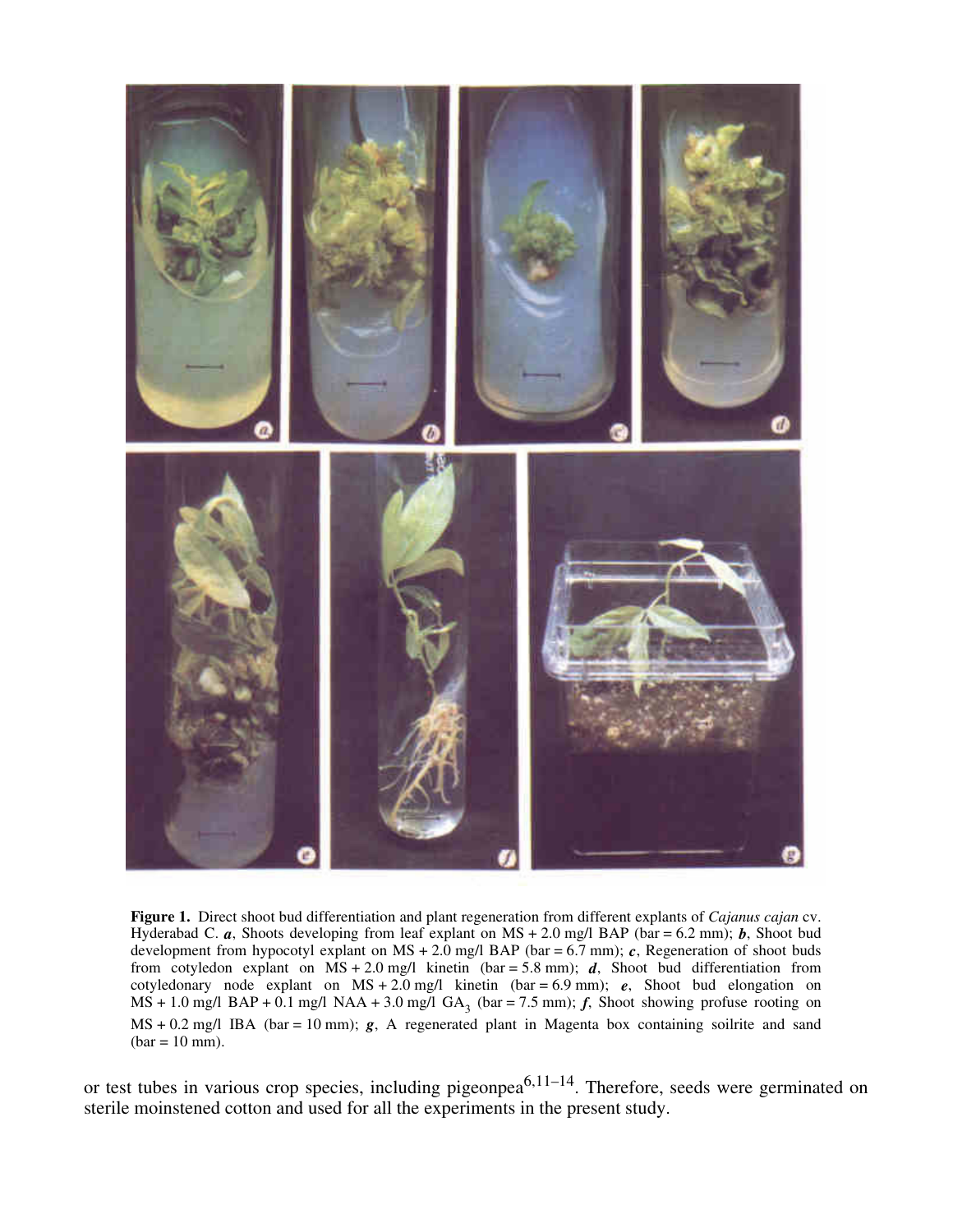**Figure 1.** Direct shoot bud differentiation and plant regeneration from different explants of *Cajanus cajan* cv. Hyderabad C. ***a***, Shoots developing from leaf explant on MS + 2.0 mg/l BAP (bar = 6.2 mm); ***b***, Shoot bud development from hypocotyl explant on MS + 2.0 mg/l BAP (bar = 6.7 mm); ***c***, Regeneration of shoot buds from cotyledon explant on MS + 2.0 mg/l kinetin (bar = 5.8 mm); ***d***, Shoot bud differentiation from cotyledonary node explant on MS + 2.0 mg/l kinetin (bar = 6.9 mm); ***e***, Shoot bud elongation on MS + 1.0 mg/l BAP + 0.1 mg/l NAA + 3.0 mg/l $GA_3$ (bar = 7.5 mm); ***f***, Shoot showing profuse rooting on MS + 0.2 mg/l IBA (bar = 10 mm); ***g***, A regenerated plant in Magenta box containing soilrite and sand (bar = 10 mm).

or test tubes in various crop species, including pigeonpea[6,11–14]. Therefore, seeds were germinated on sterile moinstened cotton and used for all the experiments in the present study.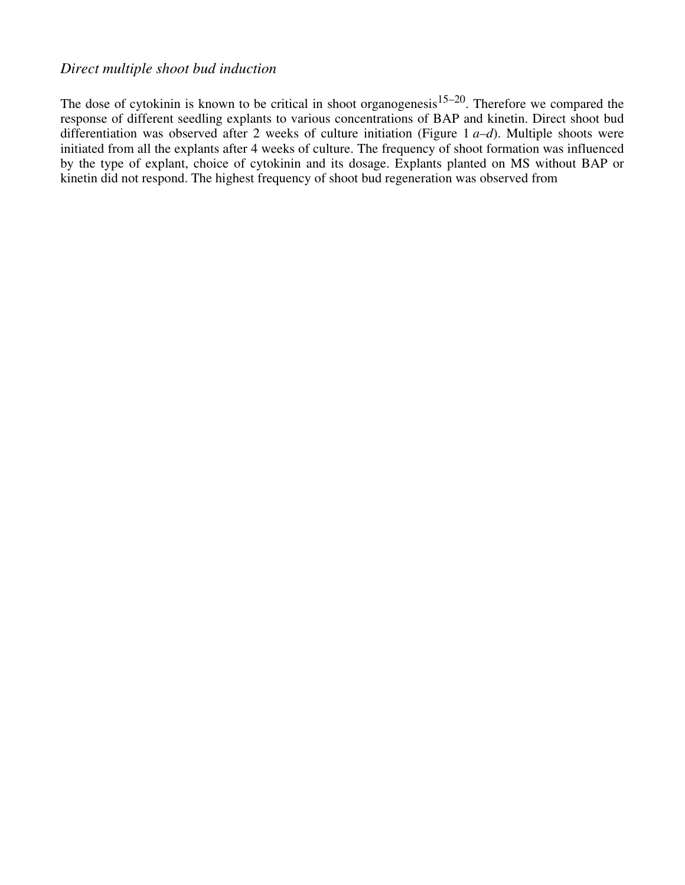*Direct multiple shoot bud induction*

The dose of cytokinin is known to be critical in shoot organogenesis[15–20]. Therefore we compared the response of different seedling explants to various concentrations of BAP and kinetin. Direct shoot bud differentiation was observed after 2 weeks of culture initiation (Figure 1 *a–d*). Multiple shoots were initiated from all the explants after 4 weeks of culture. The frequency of shoot formation was influenced by the type of explant, choice of cytokinin and its dosage. Explants planted on MS without BAP or kinetin did not respond. The highest frequency of shoot bud regeneration was observed from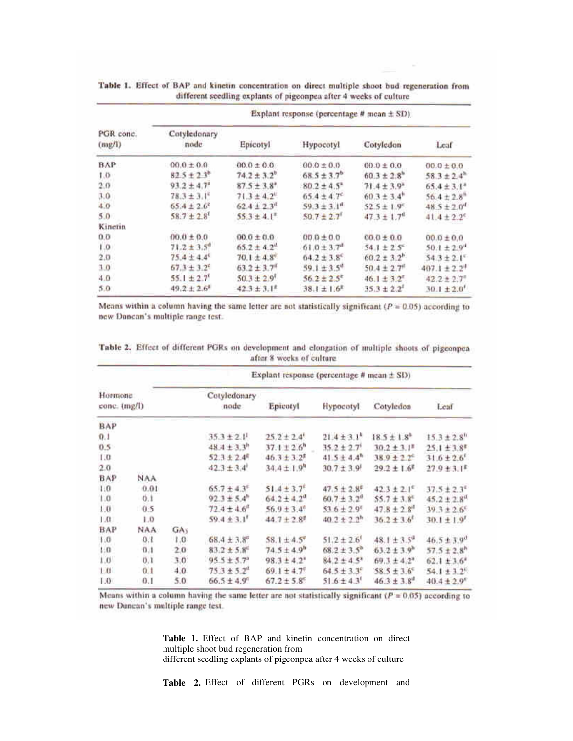**Table 1.** Effect of BAP and kinetin concentration on direct multiple shoot bud regeneration from different seedling explants of pigeonpea after 4 weeks of culture

| PGR conc. (mg/l) | Explant response (percentage # mean ± SD) | | | | |
|---|---|---|---|---|---|
| | Cotyledonary node | Epicotyl | Hypocotyl | Cotyledon | Leaf |
| BAP | 00.0 ± 0.0 | 00.0 ± 0.0 | 00.0 ± 0.0 | 00.0 ± 0.0 | 00.0 ± 0.0 |
| 1.0 | 82.5 ± 2.3[b] | 74.2 ± 3.2[b] | 68.5 ± 3.7[b] | 60.3 ± 2.8[b] | 58.3 ± 2.4[b] |
| 2.0 | 93.2 ± 4.7[a] | 87.5 ± 3.8[a] | 80.2 ± 4.5[a] | 71.4 ± 3.9[a] | 65.4 ± 3.1[a] |
| 3.0 | 78.3 ± 3.1[c] | 71.3 ± 4.2[c] | 65.4 ± 4.7[c] | 60.3 ± 3.4[b] | 56.4 ± 2.8[b] |
| 4.0 | 65.4 ± 2.6[e] | 62.4 ± 2.3[d] | 59.3 ± 3.1[d] | 52.5 ± 1.9[c] | 48.5 ± 2.0[d] |
| 5.0 | 58.7 ± 2.8[f] | 55.3 ± 4.1[e] | 50.7 ± 2.7[f] | 47.3 ± 1.7[d] | 41.4 ± 2.2[e] |
| Kinetin | | | | | |
| 0.0 | 00.0 ± 0.0 | 00.0 ± 0.0 | 00.0 ± 0.0 | 00.0 ± 0.0 | 00.0 ± 0.0 |
| 1.0 | 71.2 ± 3.5[d] | 65.2 ± 4.2[d] | 61.0 ± 3.7[d] | 54.1 ± 2.5[c] | 50.1 ± 2.9[d] |
| 2.0 | 75.4 ± 4.4[c] | 70.1 ± 4.8[c] | 64.2 ± 3.8[c] | 60.2 ± 3.2[b] | 54.3 ± 2.1[c] |
| 3.0 | 67.3 ± 3.2[e] | 63.2 ± 3.7[d] | 59.1 ± 3.5[d] | 50.4 ± 2.7[d] | 407.1 ± 2.2[d] |
| 4.0 | 55.1 ± 2.7[f] | 50.3 ± 2.9[f] | 56.2 ± 2.5[e] | 46.1 ± 3.2[e] | 42.2 ± 2.7[e] |
| 5.0 | 49.2 ± 2.6[g] | 42.3 ± 3.1[g] | 38.1 ± 1.6[g] | 35.3 ± 2.2[f] | 30.1 ± 2.0[f] |

Means within a column having the same letter are not statistically significant ($P = 0.05$) according to new Duncan's multiple range test.

**Table 2.** Effect of different PGRs on development and elongation of multiple shoots of pigeonpea after 8 weeks of culture

| Hormone conc. (mg/l) | | | Explant response (percentage # mean ± SD) | | | | |
|---|---|---|---|---|---|---|---|
| | | | Cotyledonary node | Epicotyl | Hypocotyl | Cotyledon | Leaf |
| BAP | | | | | | | |
| 0.1 | | | 35.3 ± 2.1[j] | 25.2 ± 2.4[i] | 21.4 ± 3.1[k] | 18.5 ± 1.8[h] | 15.3 ± 2.8[h] |
| 0.5 | | | 48.4 ± 3.3[h] | 37.1 ± 2.6[h] | 35.2 ± 2.7[i] | 30.2 ± 3.1[g] | 25.1 ± 3.8[g] |
| 1.0 | | | 52.3 ± 2.4[g] | 46.3 ± 3.2[g] | 41.5 ± 4.4[h] | 38.9 ± 2.2[e] | 31.6 ± 2.6[f] |
| 2.0 | | | 42.3 ± 3.4[i] | 34.4 ± 1.9[h] | 30.7 ± 3.9[j] | 29.2 ± 1.6[g] | 27.9 ± 3.1[g] |
| BAP | NAA | | | | | | |
| 1.0 | 0.01 | | 65.7 ± 4.3[e] | 51.4 ± 3.7[f] | 47.5 ± 2.8[g] | 42.3 ± 2.1[e] | 37.5 ± 2.3[e] |
| 1.0 | 0.1 | | 92.3 ± 5.4[b] | 64.2 ± 4.2[d] | 60.7 ± 3.2[d] | 55.7 ± 3.8[c] | 45.2 ± 2.8[d] |
| 1.0 | 0.5 | | 72.4 ± 4.6[d] | 56.9 ± 3.4[e] | 53.6 ± 2.9[e] | 47.8 ± 2.8[d] | 39.3 ± 2.6[e] |
| 1.0 | 1.0 | | 59.4 ± 3.1[f] | 44.7 ± 2.8[g] | 40.2 ± 2.2[h] | 36.2 ± 3.6[f] | 30.1 ± 1.9[f] |
| BAP | NAA | $GA_3$ | | | | | |
| 1.0 | 0.1 | 1.0 | 68.4 ± 3.8[e] | 58.1 ± 4.5[e] | 51.2 ± 2.6[f] | 48.1 ± 3.5[d] | 46.5 ± 3.9[d] |
| 1.0 | 0.1 | 2.0 | 83.2 ± 5.8[c] | 74.5 ± 4.9[b] | 68.2 ± 3.5[b] | 63.2 ± 3.9[b] | 57.5 ± 2.8[b] |
| 1.0 | 0.1 | 3.0 | 95.5 ± 5.7[a] | 98.3 ± 4.2[a] | 84.2 ± 4.5[a] | 69.3 ± 4.2[a] | 62.1 ± 3.6[a] |
| 1.0 | 0.1 | 4.0 | 75.3 ± 5.2[d] | 69.1 ± 4.7[c] | 64.5 ± 3.3[c] | 58.5 ± 3.6[c] | 54.1 ± 3.2[c] |
| 1.0 | 0.1 | 5.0 | 66.5 ± 4.9[e] | 67.2 ± 5.8[c] | 51.6 ± 4.3[f] | 46.3 ± 3.8[d] | 40.4 ± 2.9[e] |

Means within a column having the same letter are not statistically significant ($P = 0.05$) according to new Duncan's multiple range test.

**Table 1.** Effect of BAP and kinetin concentration on direct multiple shoot bud regeneration from
different seedling explants of pigeonpea after 4 weeks of culture

**Table 2.** Effect of different PGRs on development and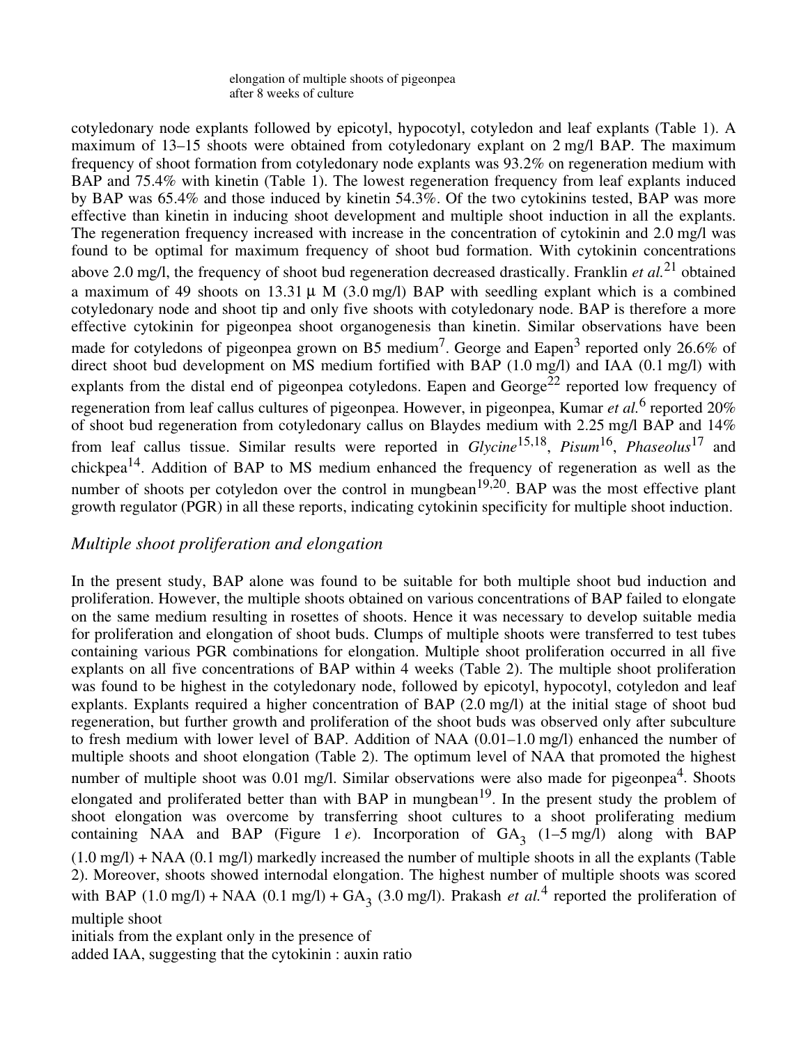elongation of multiple shoots of pigeonpea after 8 weeks of culture

cotyledonary node explants followed by epicotyl, hypocotyl, cotyledon and leaf explants (Table 1). A maximum of 13–15 shoots were obtained from cotyledonary explant on 2 mg/l BAP. The maximum frequency of shoot formation from cotyledonary node explants was 93.2% on regeneration medium with BAP and 75.4% with kinetin (Table 1). The lowest regeneration frequency from leaf explants induced by BAP was 65.4% and those induced by kinetin 54.3%. Of the two cytokinins tested, BAP was more effective than kinetin in inducing shoot development and multiple shoot induction in all the explants. The regeneration frequency increased with increase in the concentration of cytokinin and 2.0 mg/l was found to be optimal for maximum frequency of shoot bud formation. With cytokinin concentrations above 2.0 mg/l, the frequency of shoot bud regeneration decreased drastically. Franklin *et al.*[21] obtained a maximum of 49 shoots on 13.31 μ M (3.0 mg/l) BAP with seedling explant which is a combined cotyledonary node and shoot tip and only five shoots with cotyledonary node. BAP is therefore a more effective cytokinin for pigeonpea shoot organogenesis than kinetin. Similar observations have been made for cotyledons of pigeonpea grown on B5 medium[7]. George and Eapen[3] reported only 26.6% of direct shoot bud development on MS medium fortified with BAP (1.0 mg/l) and IAA (0.1 mg/l) with explants from the distal end of pigeonpea cotyledons. Eapen and George[22] reported low frequency of regeneration from leaf callus cultures of pigeonpea. However, in pigeonpea, Kumar *et al.*[6] reported 20% of shoot bud regeneration from cotyledonary callus on Blaydes medium with 2.25 mg/l BAP and 14% from leaf callus tissue. Similar results were reported in *Glycine*[15,18], *Pisum*[16], *Phaseolus*[17] and chickpea[14]. Addition of BAP to MS medium enhanced the frequency of regeneration as well as the number of shoots per cotyledon over the control in mungbean[19,20]. BAP was the most effective plant growth regulator (PGR) in all these reports, indicating cytokinin specificity for multiple shoot induction.

### *Multiple shoot proliferation and elongation*

In the present study, BAP alone was found to be suitable for both multiple shoot bud induction and proliferation. However, the multiple shoots obtained on various concentrations of BAP failed to elongate on the same medium resulting in rosettes of shoots. Hence it was necessary to develop suitable media for proliferation and elongation of shoot buds. Clumps of multiple shoots were transferred to test tubes containing various PGR combinations for elongation. Multiple shoot proliferation occurred in all five explants on all five concentrations of BAP within 4 weeks (Table 2). The multiple shoot proliferation was found to be highest in the cotyledonary node, followed by epicotyl, hypocotyl, cotyledon and leaf explants. Explants required a higher concentration of BAP (2.0 mg/l) at the initial stage of shoot bud regeneration, but further growth and proliferation of the shoot buds was observed only after subculture to fresh medium with lower level of BAP. Addition of NAA (0.01–1.0 mg/l) enhanced the number of multiple shoots and shoot elongation (Table 2). The optimum level of NAA that promoted the highest number of multiple shoot was 0.01 mg/l. Similar observations were also made for pigeonpea[4]. Shoots elongated and proliferated better than with BAP in mungbean[19]. In the present study the problem of shoot elongation was overcome by transferring shoot cultures to a shoot proliferating medium containing NAA and BAP (Figure 1 *e*). Incorporation of $GA_3$ (1–5 mg/l) along with BAP (1.0 mg/l) + NAA (0.1 mg/l) markedly increased the number of multiple shoots in all the explants (Table 2). Moreover, shoots showed internodal elongation. The highest number of multiple shoots was scored with BAP (1.0 mg/l) + NAA (0.1 mg/l) + $GA_3$ (3.0 mg/l). Prakash *et al.*[4] reported the proliferation of multiple shoot initials from the explant only in the presence of added IAA, suggesting that the cytokinin : auxin ratio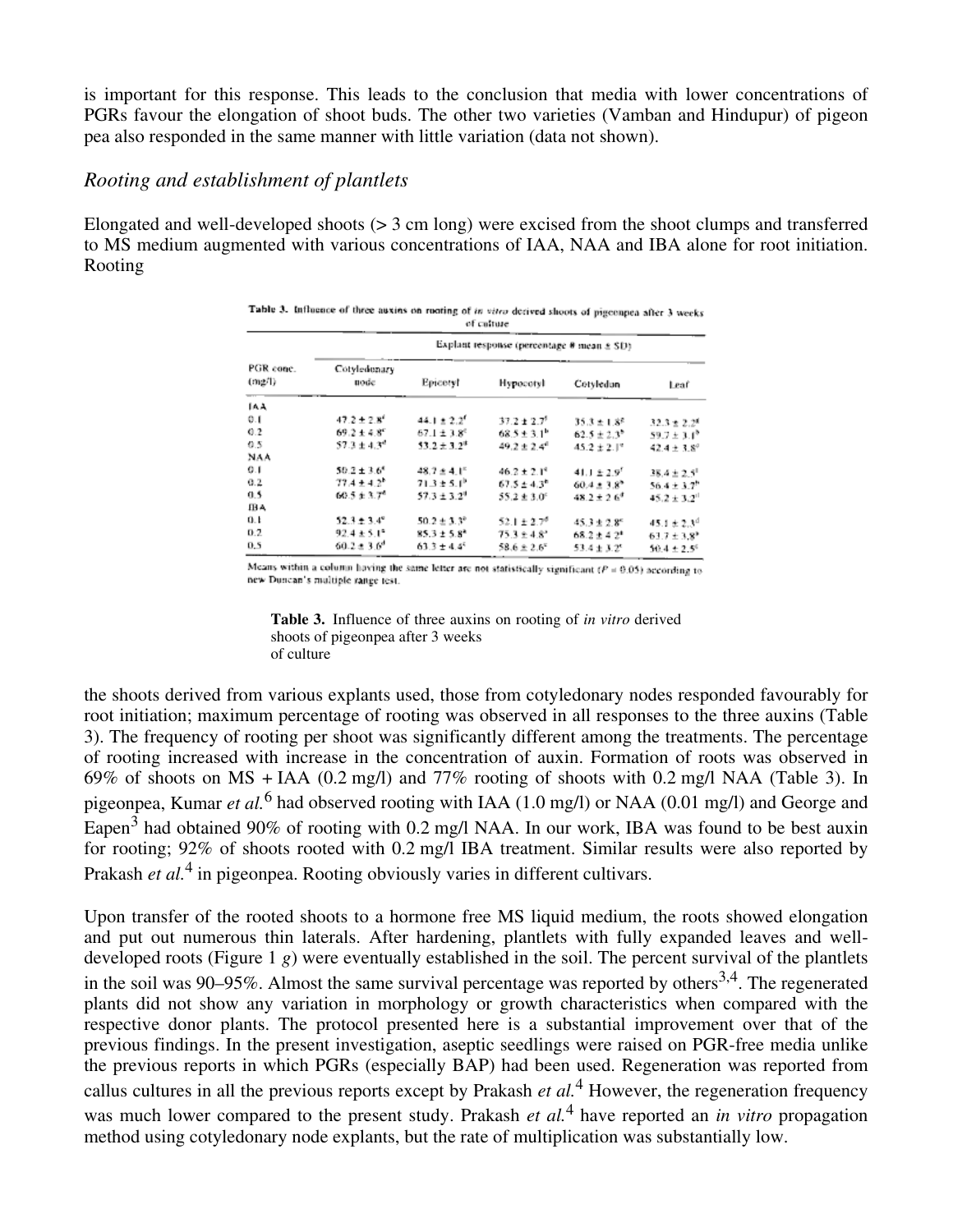is important for this response. This leads to the conclusion that media with lower concentrations of PGRs favour the elongation of shoot buds. The other two varieties (Vamban and Hindupur) of pigeon pea also responded in the same manner with little variation (data not shown).

### *Rooting and establishment of plantlets*

Elongated and well-developed shoots (> 3 cm long) were excised from the shoot clumps and transferred to MS medium augmented with various concentrations of IAA, NAA and IBA alone for root initiation. Rooting

**Table 3.** Influence of three auxins on rooting of *in vitro* derived shoots of pigeonpea after 3 weeks of culture

| PGR conc. (mg/l) | Explant response (percentage # mean ± SD) | | | | |
|---|---|---|---|---|---|
| | Cotyledonary node | Epicotyl | Hypocotyl | Cotyledon | Leaf |
| IAA | | | | | |
| 0.1 | 47.2 ± 2.8$^{f}$ | 44.1 ± 2.2$^{f}$ | 37.2 ± 2.7$^{f}$ | 35.3 ± 1.8$^{g}$ | 32.3 ± 2.2$^{g}$ |
| 0.2 | 69.2 ± 4.8$^{c}$ | 67.1 ± 3.8$^{c}$ | 68.5 ± 3.1$^{b}$ | 62.5 ± 2.3$^{b}$ | 59.7 ± 3.1$^{b}$ |
| 0.5 | 57.3 ± 4.3$^{d}$ | 53.2 ± 3.2$^{d}$ | 49.2 ± 2.4$^{d}$ | 45.2 ± 2.1$^{e}$ | 42.4 ± 3.8$^{e}$ |
| NAA | | | | | |
| 0.1 | 50.2 ± 3.6$^{e}$ | 48.7 ± 4.1$^{e}$ | 46.2 ± 2.1$^{e}$ | 41.1 ± 2.9$^{f}$ | 38.4 ± 2.5$^{f}$ |
| 0.2 | 77.4 ± 4.2$^{b}$ | 71.3 ± 5.1$^{b}$ | 67.5 ± 4.3$^{b}$ | 60.4 ± 3.8$^{b}$ | 56.4 ± 3.7$^{b}$ |
| 0.5 | 60.5 ± 3.7$^{d}$ | 57.3 ± 3.2$^{d}$ | 55.2 ± 3.0$^{c}$ | 48.2 ± 2.6$^{d}$ | 45.2 ± 3.2$^{d}$ |
| IBA | | | | | |
| 0.1 | 52.3 ± 3.4$^{e}$ | 50.2 ± 3.3$^{e}$ | 52.1 ± 2.7$^{d}$ | 45.3 ± 2.8$^{e}$ | 45.1 ± 2.3$^{d}$ |
| 0.2 | 92.4 ± 5.1$^{a}$ | 85.3 ± 5.8$^{a}$ | 75.3 ± 4.8$^{a}$ | 68.2 ± 4.2$^{a}$ | 63.7 ± 3.8$^{a}$ |
| 0.5 | 60.2 ± 3.6$^{d}$ | 63.3 ± 4.4$^{c}$ | 58.6 ± 2.6$^{c}$ | 53.4 ± 3.2$^{c}$ | 50.4 ± 2.5$^{c}$ |

Means within a column having the same letter are not statistically significant ($P = 0.05$) according to new Duncan's multiple range test.

**Table 3.** Influence of three auxins on rooting of *in vitro* derived shoots of pigeonpea after 3 weeks of culture

the shoots derived from various explants used, those from cotyledonary nodes responded favourably for root initiation; maximum percentage of rooting was observed in all responses to the three auxins (Table 3). The frequency of rooting per shoot was significantly different among the treatments. The percentage of rooting increased with increase in the concentration of auxin. Formation of roots was observed in 69% of shoots on MS + IAA (0.2 mg/l) and 77% rooting of shoots with 0.2 mg/l NAA (Table 3). In pigeonpea, Kumar *et al.*[6] had observed rooting with IAA (1.0 mg/l) or NAA (0.01 mg/l) and George and Eapen[3] had obtained 90% of rooting with 0.2 mg/l NAA. In our work, IBA was found to be best auxin for rooting; 92% of shoots rooted with 0.2 mg/l IBA treatment. Similar results were also reported by Prakash *et al.*[4] in pigeonpea. Rooting obviously varies in different cultivars.

Upon transfer of the rooted shoots to a hormone free MS liquid medium, the roots showed elongation and put out numerous thin laterals. After hardening, plantlets with fully expanded leaves and well-developed roots (Figure 1 *g*) were eventually established in the soil. The percent survival of the plantlets in the soil was 90–95%. Almost the same survival percentage was reported by others[3,4]. The regenerated plants did not show any variation in morphology or growth characteristics when compared with the respective donor plants. The protocol presented here is a substantial improvement over that of the previous findings. In the present investigation, aseptic seedlings were raised on PGR-free media unlike the previous reports in which PGRs (especially BAP) had been used. Regeneration was reported from callus cultures in all the previous reports except by Prakash *et al.*[4] However, the regeneration frequency was much lower compared to the present study. Prakash *et al.*[4] have reported an *in vitro* propagation method using cotyledonary node explants, but the rate of multiplication was substantially low.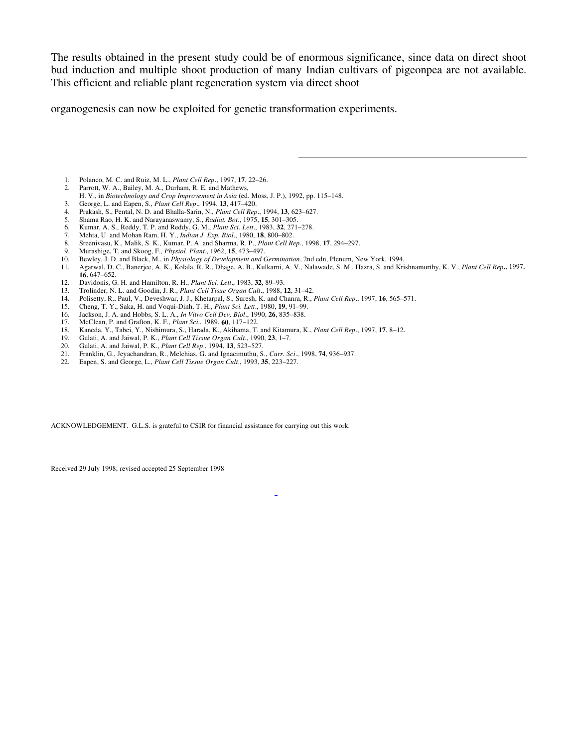The results obtained in the present study could be of enormous significance, since data on direct shoot bud induction and multiple shoot production of many Indian cultivars of pigeonpea are not available. This efficient and reliable plant regeneration system via direct shoot

organogenesis can now be exploited for genetic transformation experiments.

---

1. Polanco, M. C. and Ruiz, M. L., *Plant Cell Rep*., 1997, **17**, 22–26.
2. Parrott, W. A., Bailey, M. A., Durham, R. E. and Mathews, H. V., in *Biotechnology and Crop Improvement in Asia* (ed. Moss, J. P.), 1992, pp. 115–148.
3. George, L. and Eapen, S., *Plant Cell Rep*., 1994, **13**, 417–420.
4. Prakash, S., Pental, N. D. and Bhalla-Sarin, N., *Plant Cell Rep*., 1994, **13**, 623–627.
5. Shama Rao, H. K. and Narayanaswamy, S., *Radiat. Bot*., 1975, **15**, 301–305.
6. Kumar, A. S., Reddy, T. P. and Reddy, G. M., *Plant Sci. Lett*., 1983, **32**, 271–278.
7. Mehta, U. and Mohan Ram, H. Y., *Indian J. Exp. Biol*., 1980, **18**, 800–802.
8. Sreenivasu, K., Malik, S. K., Kumar, P. A. and Sharma, R. P., *Plant Cell Rep*., 1998, **17**, 294–297.
9. Murashige, T. and Skoog, F., *Physiol. Plant.*, 1962, **15**, 473–497.
10. Bewley, J. D. and Black, M., in *Physiology of Development and Germination*, 2nd edn, Plenum, New York, 1994.
11. Agarwal, D. C., Banerjee, A. K., Kolala, R. R., Dhage, A. B., Kulkarni, A. V., Nalawade, S. M., Hazra, S. and Krishnamurthy, K. V., *Plant Cell Rep*., 1997, **16**, 647–652.
12. Davidonis, G. H. and Hamilton, R. H., *Plant Sci. Lett*., 1983, **32**, 89–93.
13. Trolinder, N. L. and Goodin, J. R., *Plant Cell Tisue Organ Cult*., 1988, **12**, 31–42.
14. Polisetty, R., Paul, V., Deveshwar, J. J., Khetarpal, S., Suresh, K. and Chanra, R., *Plant Cell Rep*., 1997, **16**, 565–571.
15. Cheng, T. Y., Saka, H. and Voqui-Dinh, T. H., *Plant Sci. Lett*., 1980, **19**, 91–99.
16. Jackson, J. A. and Hobbs, S. L. A., *In Vitro Cell Dev. Biol*., 1990, **26**, 835–838.
17. McClean, P. and Grafton, K. F., *Plant Sci*., 1989, **60**, 117–122.
18. Kaneda, Y., Tabei, Y., Nishimura, S., Harada, K., Akihama, T. and Kitamura, K., *Plant Cell Rep*., 1997, **17**, 8–12.
19. Gulati, A. and Jaiwal, P. K., *Plant Cell Tissue Organ Cult.*, 1990, **23**, 1–7.
20. Gulati, A. and Jaiwal, P. K., *Plant Cell Rep*., 1994, **13**, 523–527.
21. Franklin, G., Jeyachandran, R., Melchias, G. and Ignacimuthu, S., *Curr. Sci*., 1998, **74**, 936–937.
22. Eapen, S. and George, L., *Plant Cell Tissue Organ Cult*., 1993, **35**, 223–227.

ACKNOWLEDGEMENT. G.L.S. is grateful to CSIR for financial assistance for carrying out this work.

Received 29 July 1998; revised accepted 25 September 1998